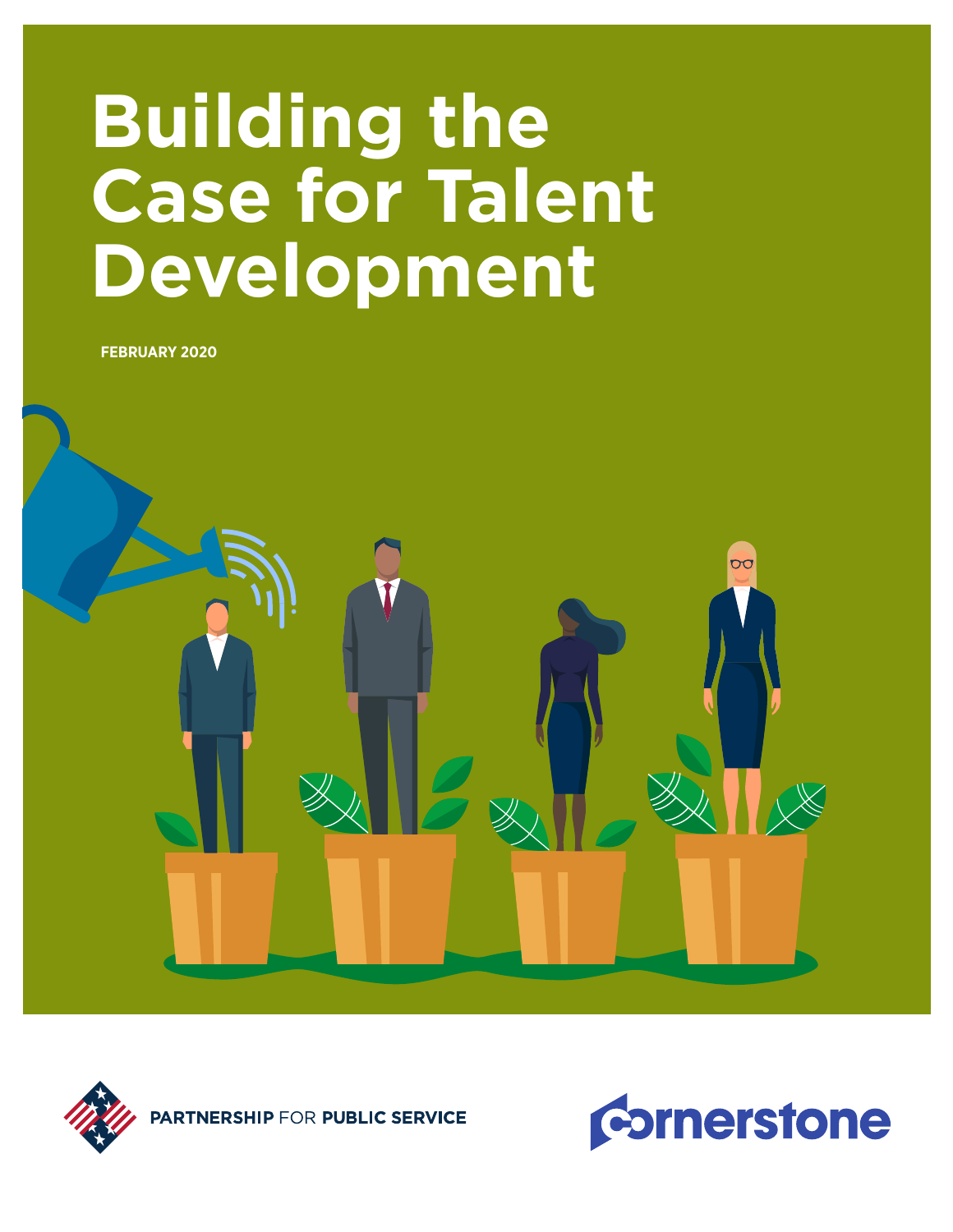# Building the Case for Talent Development

**FEBRUARY 2020**

PARTNERSHIP FOR PUBLIC SERVICE

cornerstone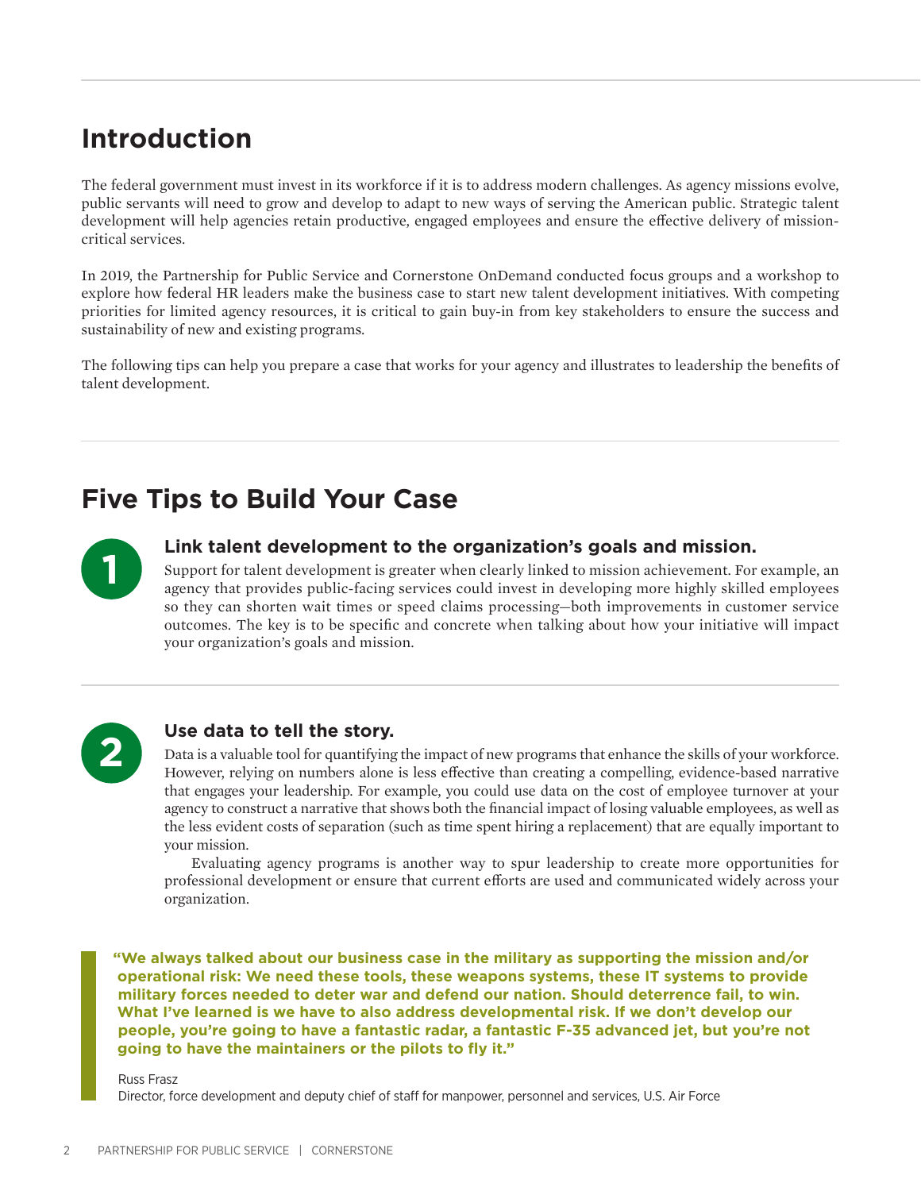## Introduction

The federal government must invest in its workforce if it is to address modern challenges. As agency missions evolve, public servants will need to grow and develop to adapt to new ways of serving the American public. Strategic talent development will help agencies retain productive, engaged employees and ensure the effective delivery of mission-critical services.

In 2019, the Partnership for Public Service and Cornerstone OnDemand conducted focus groups and a workshop to explore how federal HR leaders make the business case to start new talent development initiatives. With competing priorities for limited agency resources, it is critical to gain buy-in from key stakeholders to ensure the success and sustainability of new and existing programs.

The following tips can help you prepare a case that works for your agency and illustrates to leadership the benefits of talent development.

## Five Tips to Build Your Case

### 1 Link talent development to the organization's goals and mission.

Support for talent development is greater when clearly linked to mission achievement. For example, an agency that provides public-facing services could invest in developing more highly skilled employees so they can shorten wait times or speed claims processing—both improvements in customer service outcomes. The key is to be specific and concrete when talking about how your initiative will impact your organization's goals and mission.

### 2 Use data to tell the story.

Data is a valuable tool for quantifying the impact of new programs that enhance the skills of your workforce. However, relying on numbers alone is less effective than creating a compelling, evidence-based narrative that engages your leadership. For example, you could use data on the cost of employee turnover at your agency to construct a narrative that shows both the financial impact of losing valuable employees, as well as the less evident costs of separation (such as time spent hiring a replacement) that are equally important to your mission.

Evaluating agency programs is another way to spur leadership to create more opportunities for professional development or ensure that current efforts are used and communicated widely across your organization.

> **"We always talked about our business case in the military as supporting the mission and/or operational risk: We need these tools, these weapons systems, these IT systems to provide military forces needed to deter war and defend our nation. Should deterrence fail, to win. What I've learned is we have to also address developmental risk. If we don't develop our people, you're going to have a fantastic radar, a fantastic F-35 advanced jet, but you're not going to have the maintainers or the pilots to fly it."**
>
> Russ Frasz
> Director, force development and deputy chief of staff for manpower, personnel and services, U.S. Air Force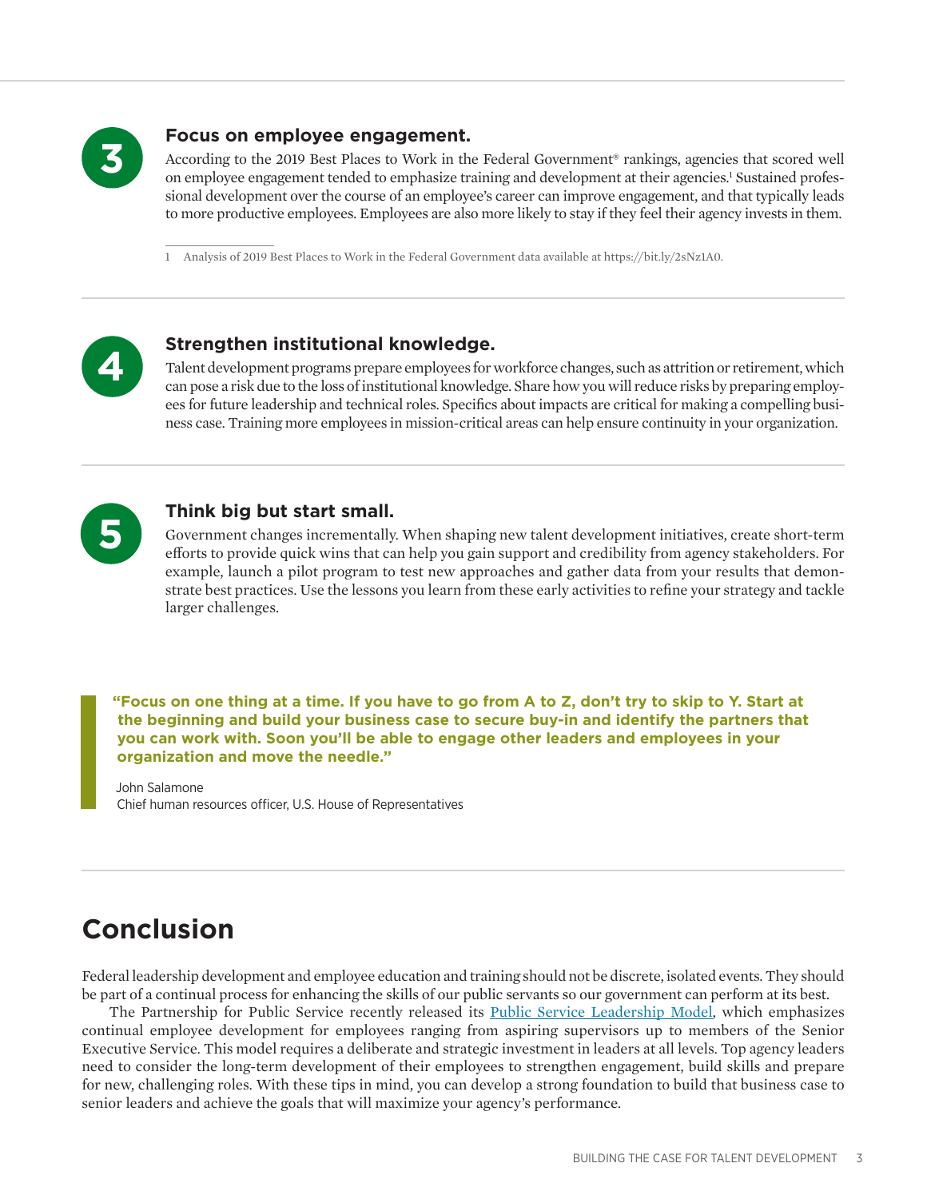### 3 Focus on employee engagement.

According to the 2019 Best Places to Work in the Federal Government® rankings, agencies that scored well on employee engagement tended to emphasize training and development at their agencies.[1] Sustained professional development over the course of an employee's career can improve engagement, and that typically leads to more productive employees. Employees are also more likely to stay if they feel their agency invests in them.

1 Analysis of 2019 Best Places to Work in the Federal Government data available at https://bit.ly/2sNz1A0.

### 4 Strengthen institutional knowledge.

Talent development programs prepare employees for workforce changes, such as attrition or retirement, which can pose a risk due to the loss of institutional knowledge. Share how you will reduce risks by preparing employees for future leadership and technical roles. Specifics about impacts are critical for making a compelling business case. Training more employees in mission-critical areas can help ensure continuity in your organization.

### 5 Think big but start small.

Government changes incrementally. When shaping new talent development initiatives, create short-term efforts to provide quick wins that can help you gain support and credibility from agency stakeholders. For example, launch a pilot program to test new approaches and gather data from your results that demonstrate best practices. Use the lessons you learn from these early activities to refine your strategy and tackle larger challenges.

> **"Focus on one thing at a time. If you have to go from A to Z, don't try to skip to Y. Start at the beginning and build your business case to secure buy-in and identify the partners that you can work with. Soon you'll be able to engage other leaders and employees in your organization and move the needle."**
>
> John Salamone
> Chief human resources officer, U.S. House of Representatives

## Conclusion

Federal leadership development and employee education and training should not be discrete, isolated events. They should be part of a continual process for enhancing the skills of our public servants so our government can perform at its best.

The Partnership for Public Service recently released its Public Service Leadership Model, which emphasizes continual employee development for employees ranging from aspiring supervisors up to members of the Senior Executive Service. This model requires a deliberate and strategic investment in leaders at all levels. Top agency leaders need to consider the long-term development of their employees to strengthen engagement, build skills and prepare for new, challenging roles. With these tips in mind, you can develop a strong foundation to build that business case to senior leaders and achieve the goals that will maximize your agency's performance.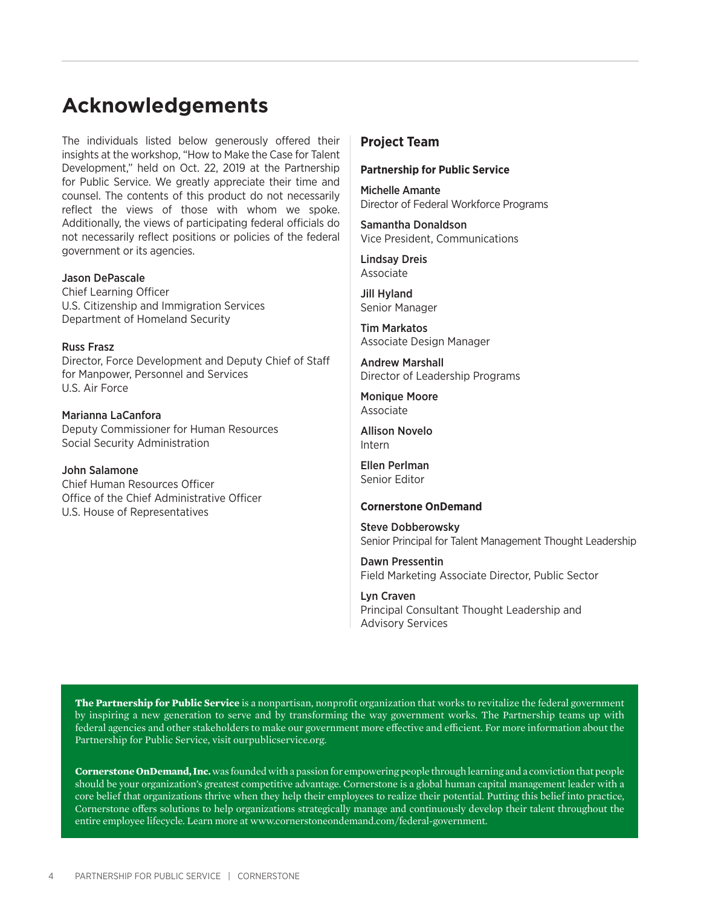# Acknowledgements

The individuals listed below generously offered their insights at the workshop, "How to Make the Case for Talent Development," held on Oct. 22, 2019 at the Partnership for Public Service. We greatly appreciate their time and counsel. The contents of this product do not necessarily reflect the views of those with whom we spoke. Additionally, the views of participating federal officials do not necessarily reflect positions or policies of the federal government or its agencies.

Jason DePascale
Chief Learning Officer
U.S. Citizenship and Immigration Services
Department of Homeland Security

Russ Frasz
Director, Force Development and Deputy Chief of Staff for Manpower, Personnel and Services
U.S. Air Force

Marianna LaCanfora
Deputy Commissioner for Human Resources
Social Security Administration

John Salamone
Chief Human Resources Officer
Office of the Chief Administrative Officer
U.S. House of Representatives

## Project Team

### Partnership for Public Service

Michelle Amante
Director of Federal Workforce Programs

Samantha Donaldson
Vice President, Communications

Lindsay Dreis
Associate

Jill Hyland
Senior Manager

Tim Markatos
Associate Design Manager

Andrew Marshall
Director of Leadership Programs

Monique Moore
Associate

Allison Novelo
Intern

Ellen Perlman
Senior Editor

### Cornerstone OnDemand

Steve Dobberowsky
Senior Principal for Talent Management Thought Leadership

Dawn Pressentin
Field Marketing Associate Director, Public Sector

Lyn Craven
Principal Consultant Thought Leadership and Advisory Services

**The Partnership for Public Service** is a nonpartisan, nonprofit organization that works to revitalize the federal government by inspiring a new generation to serve and by transforming the way government works. The Partnership teams up with federal agencies and other stakeholders to make our government more effective and efficient. For more information about the Partnership for Public Service, visit ourpublicservice.org.

**Cornerstone OnDemand, Inc.** was founded with a passion for empowering people through learning and a conviction that people should be your organization's greatest competitive advantage. Cornerstone is a global human capital management leader with a core belief that organizations thrive when they help their employees to realize their potential. Putting this belief into practice, Cornerstone offers solutions to help organizations strategically manage and continuously develop their talent throughout the entire employee lifecycle. Learn more at www.cornerstoneondemand.com/federal-government.